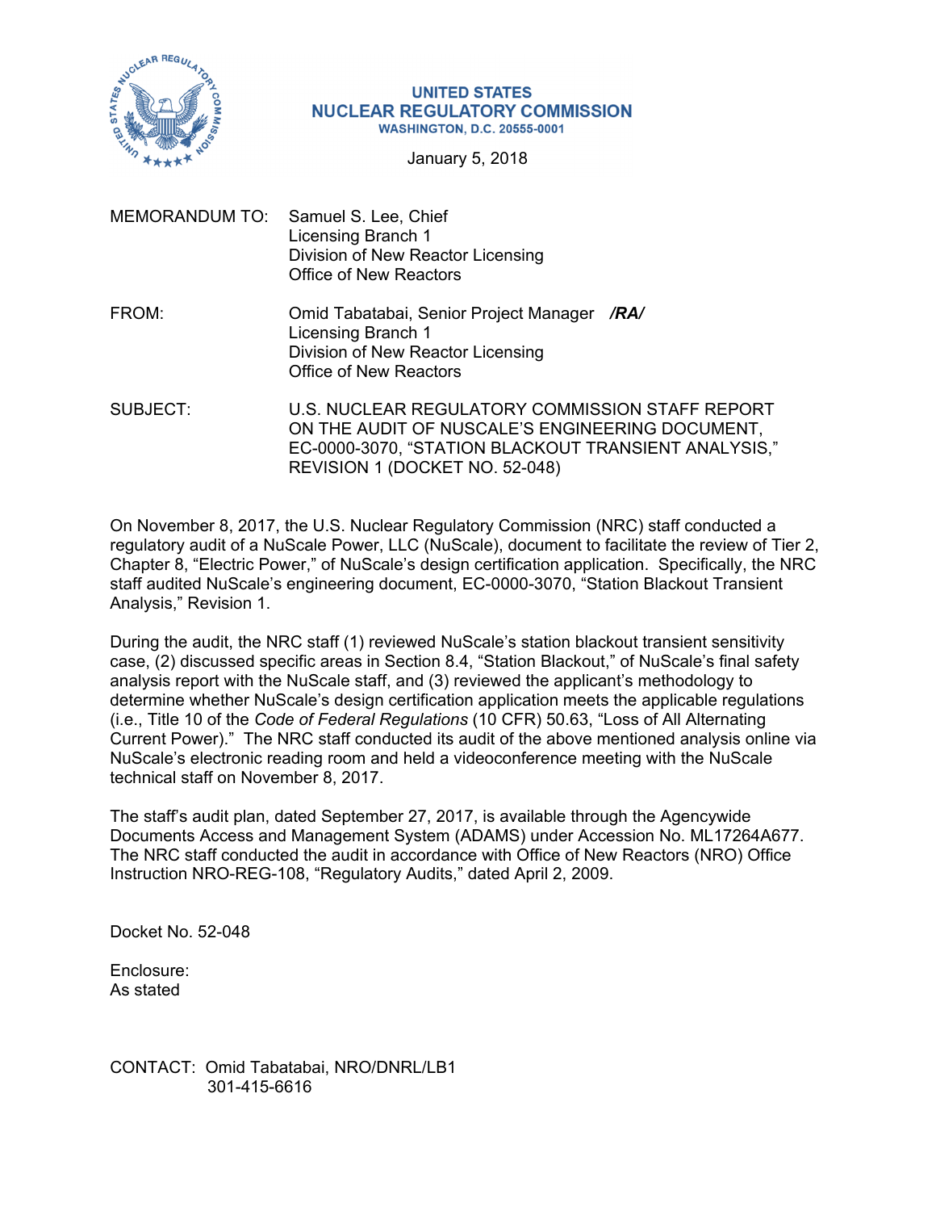UNITED STATES
NUCLEAR REGULATORY COMMISSION
WASHINGTON, D.C. 20555-0001

January 5, 2018

MEMORANDUM TO: Samuel S. Lee, Chief
Licensing Branch 1
Division of New Reactor Licensing
Office of New Reactors

FROM: Omid Tabatabai, Senior Project Manager ***/RA/***
Licensing Branch 1
Division of New Reactor Licensing
Office of New Reactors

SUBJECT: U.S. NUCLEAR REGULATORY COMMISSION STAFF REPORT ON THE AUDIT OF NUSCALE'S ENGINEERING DOCUMENT, EC-0000-3070, "STATION BLACKOUT TRANSIENT ANALYSIS," REVISION 1 (DOCKET NO. 52-048)

On November 8, 2017, the U.S. Nuclear Regulatory Commission (NRC) staff conducted a regulatory audit of a NuScale Power, LLC (NuScale), document to facilitate the review of Tier 2, Chapter 8, "Electric Power," of NuScale's design certification application. Specifically, the NRC staff audited NuScale's engineering document, EC-0000-3070, "Station Blackout Transient Analysis," Revision 1.

During the audit, the NRC staff (1) reviewed NuScale's station blackout transient sensitivity case, (2) discussed specific areas in Section 8.4, "Station Blackout," of NuScale's final safety analysis report with the NuScale staff, and (3) reviewed the applicant's methodology to determine whether NuScale's design certification application meets the applicable regulations (i.e., Title 10 of the *Code of Federal Regulations* (10 CFR) 50.63, "Loss of All Alternating Current Power)." The NRC staff conducted its audit of the above mentioned analysis online via NuScale's electronic reading room and held a videoconference meeting with the NuScale technical staff on November 8, 2017.

The staff's audit plan, dated September 27, 2017, is available through the Agencywide Documents Access and Management System (ADAMS) under Accession No. ML17264A677. The NRC staff conducted the audit in accordance with Office of New Reactors (NRO) Office Instruction NRO-REG-108, "Regulatory Audits," dated April 2, 2009.

Docket No. 52-048

Enclosure:
As stated

CONTACT: Omid Tabatabai, NRO/DNRL/LB1
301-415-6616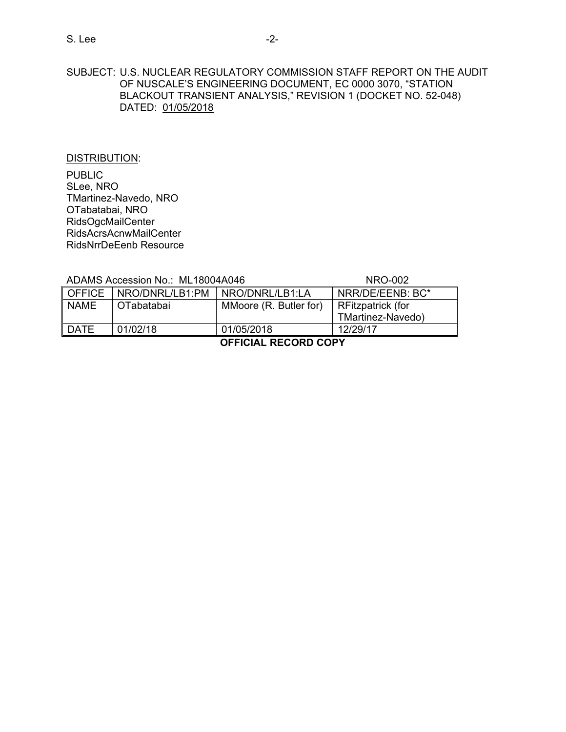SUBJECT: U.S. NUCLEAR REGULATORY COMMISSION STAFF REPORT ON THE AUDIT OF NUSCALE'S ENGINEERING DOCUMENT, EC 0000 3070, "STATION BLACKOUT TRANSIENT ANALYSIS," REVISION 1 (DOCKET NO. 52-048) DATED: 01/05/2018

DISTRIBUTION:

PUBLIC
SLee, NRO
TMartinez-Navedo, NRO
OTabatabai, NRO
RidsOgcMailCenter
RidsAcrsAcnwMailCenter
RidsNrrDeEenb Resource

ADAMS Accession No.: ML18004A046 NRO-002

| OFFICE | NRO/DNRL/LB1:PM | NRO/DNRL/LB1:LA | NRR/DE/EENB: BC* |
|---|---|---|---|
| NAME | OTabatabai | MMoore (R. Butler for) | RFitzpatrick (for TMartinez-Navedo) |
| DATE | 01/02/18 | 01/05/2018 | 12/29/17 |

**OFFICIAL RECORD COPY**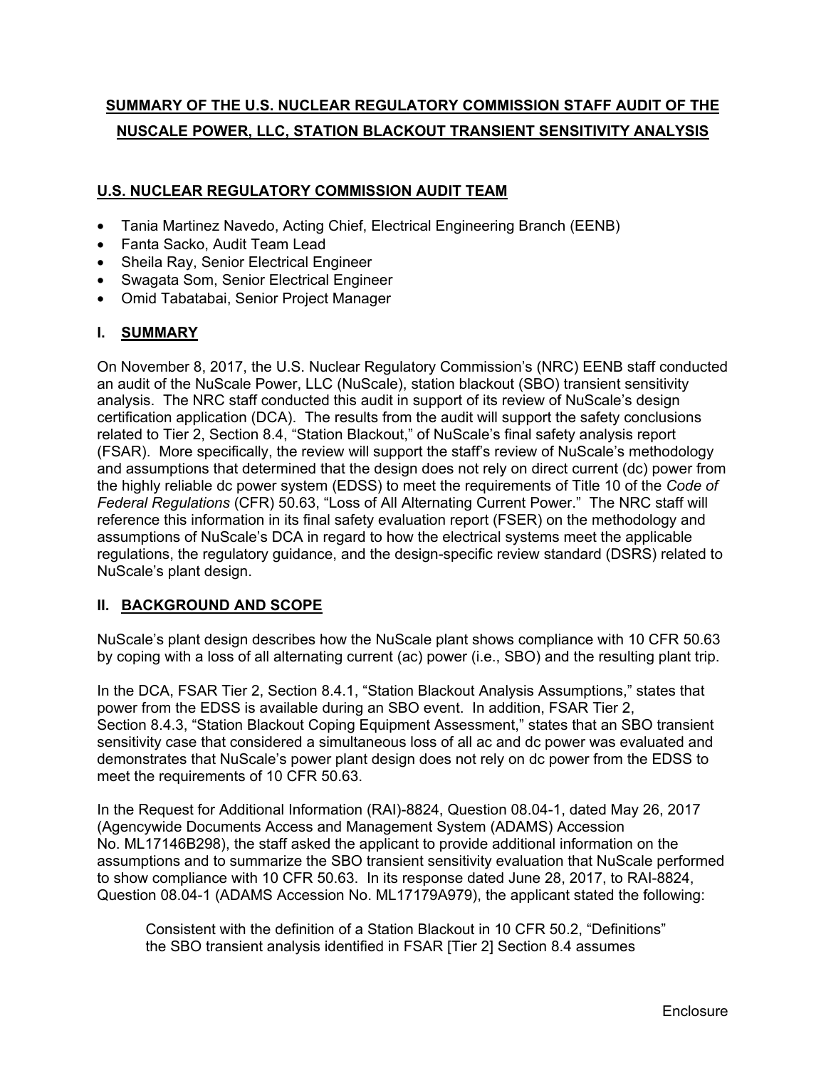# SUMMARY OF THE U.S. NUCLEAR REGULATORY COMMISSION STAFF AUDIT OF THE NUSCALE POWER, LLC, STATION BLACKOUT TRANSIENT SENSITIVITY ANALYSIS

## U.S. NUCLEAR REGULATORY COMMISSION AUDIT TEAM

- Tania Martinez Navedo, Acting Chief, Electrical Engineering Branch (EENB)
- Fanta Sacko, Audit Team Lead
- Sheila Ray, Senior Electrical Engineer
- Swagata Som, Senior Electrical Engineer
- Omid Tabatabai, Senior Project Manager

## I. SUMMARY

On November 8, 2017, the U.S. Nuclear Regulatory Commission's (NRC) EENB staff conducted an audit of the NuScale Power, LLC (NuScale), station blackout (SBO) transient sensitivity analysis. The NRC staff conducted this audit in support of its review of NuScale's design certification application (DCA). The results from the audit will support the safety conclusions related to Tier 2, Section 8.4, "Station Blackout," of NuScale's final safety analysis report (FSAR). More specifically, the review will support the staff's review of NuScale's methodology and assumptions that determined that the design does not rely on direct current (dc) power from the highly reliable dc power system (EDSS) to meet the requirements of Title 10 of the *Code of Federal Regulations* (CFR) 50.63, "Loss of All Alternating Current Power." The NRC staff will reference this information in its final safety evaluation report (FSER) on the methodology and assumptions of NuScale's DCA in regard to how the electrical systems meet the applicable regulations, the regulatory guidance, and the design-specific review standard (DSRS) related to NuScale's plant design.

## II. BACKGROUND AND SCOPE

NuScale's plant design describes how the NuScale plant shows compliance with 10 CFR 50.63 by coping with a loss of all alternating current (ac) power (i.e., SBO) and the resulting plant trip.

In the DCA, FSAR Tier 2, Section 8.4.1, "Station Blackout Analysis Assumptions," states that power from the EDSS is available during an SBO event. In addition, FSAR Tier 2, Section 8.4.3, "Station Blackout Coping Equipment Assessment," states that an SBO transient sensitivity case that considered a simultaneous loss of all ac and dc power was evaluated and demonstrates that NuScale's power plant design does not rely on dc power from the EDSS to meet the requirements of 10 CFR 50.63.

In the Request for Additional Information (RAI)-8824, Question 08.04-1, dated May 26, 2017 (Agencywide Documents Access and Management System (ADAMS) Accession No. ML17146B298), the staff asked the applicant to provide additional information on the assumptions and to summarize the SBO transient sensitivity evaluation that NuScale performed to show compliance with 10 CFR 50.63. In its response dated June 28, 2017, to RAI-8824, Question 08.04-1 (ADAMS Accession No. ML17179A979), the applicant stated the following:

> Consistent with the definition of a Station Blackout in 10 CFR 50.2, "Definitions" the SBO transient analysis identified in FSAR [Tier 2] Section 8.4 assumes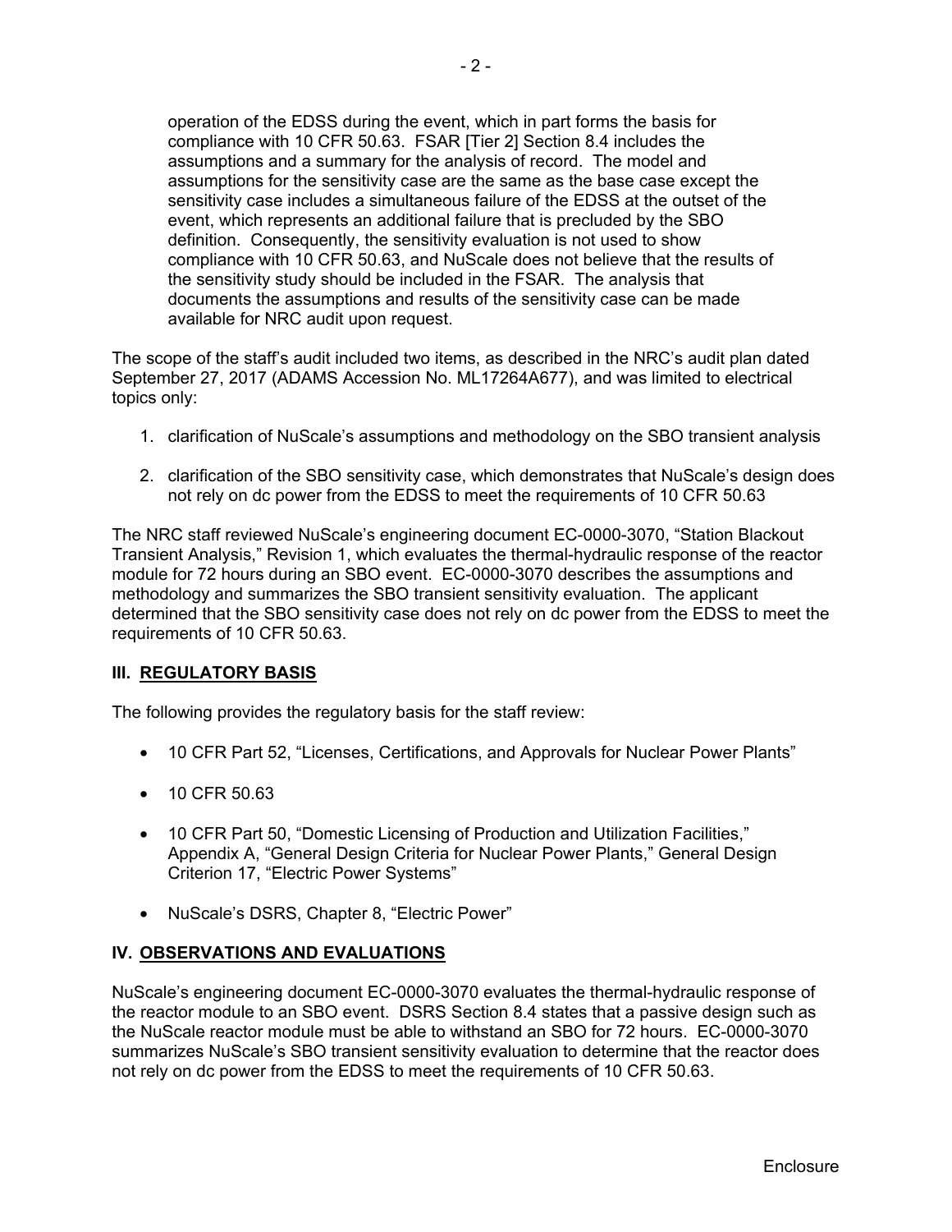operation of the EDSS during the event, which in part forms the basis for compliance with 10 CFR 50.63. FSAR [Tier 2] Section 8.4 includes the assumptions and a summary for the analysis of record. The model and assumptions for the sensitivity case are the same as the base case except the sensitivity case includes a simultaneous failure of the EDSS at the outset of the event, which represents an additional failure that is precluded by the SBO definition. Consequently, the sensitivity evaluation is not used to show compliance with 10 CFR 50.63, and NuScale does not believe that the results of the sensitivity study should be included in the FSAR. The analysis that documents the assumptions and results of the sensitivity case can be made available for NRC audit upon request.

The scope of the staff's audit included two items, as described in the NRC's audit plan dated September 27, 2017 (ADAMS Accession No. ML17264A677), and was limited to electrical topics only:

1. clarification of NuScale's assumptions and methodology on the SBO transient analysis
2. clarification of the SBO sensitivity case, which demonstrates that NuScale's design does not rely on dc power from the EDSS to meet the requirements of 10 CFR 50.63

The NRC staff reviewed NuScale's engineering document EC-0000-3070, "Station Blackout Transient Analysis," Revision 1, which evaluates the thermal-hydraulic response of the reactor module for 72 hours during an SBO event. EC-0000-3070 describes the assumptions and methodology and summarizes the SBO transient sensitivity evaluation. The applicant determined that the SBO sensitivity case does not rely on dc power from the EDSS to meet the requirements of 10 CFR 50.63.

## III. REGULATORY BASIS

The following provides the regulatory basis for the staff review:

- 10 CFR Part 52, "Licenses, Certifications, and Approvals for Nuclear Power Plants"
- 10 CFR 50.63
- 10 CFR Part 50, "Domestic Licensing of Production and Utilization Facilities," Appendix A, "General Design Criteria for Nuclear Power Plants," General Design Criterion 17, "Electric Power Systems"
- NuScale's DSRS, Chapter 8, "Electric Power"

## IV. OBSERVATIONS AND EVALUATIONS

NuScale's engineering document EC-0000-3070 evaluates the thermal-hydraulic response of the reactor module to an SBO event. DSRS Section 8.4 states that a passive design such as the NuScale reactor module must be able to withstand an SBO for 72 hours. EC-0000-3070 summarizes NuScale's SBO transient sensitivity evaluation to determine that the reactor does not rely on dc power from the EDSS to meet the requirements of 10 CFR 50.63.

Enclosure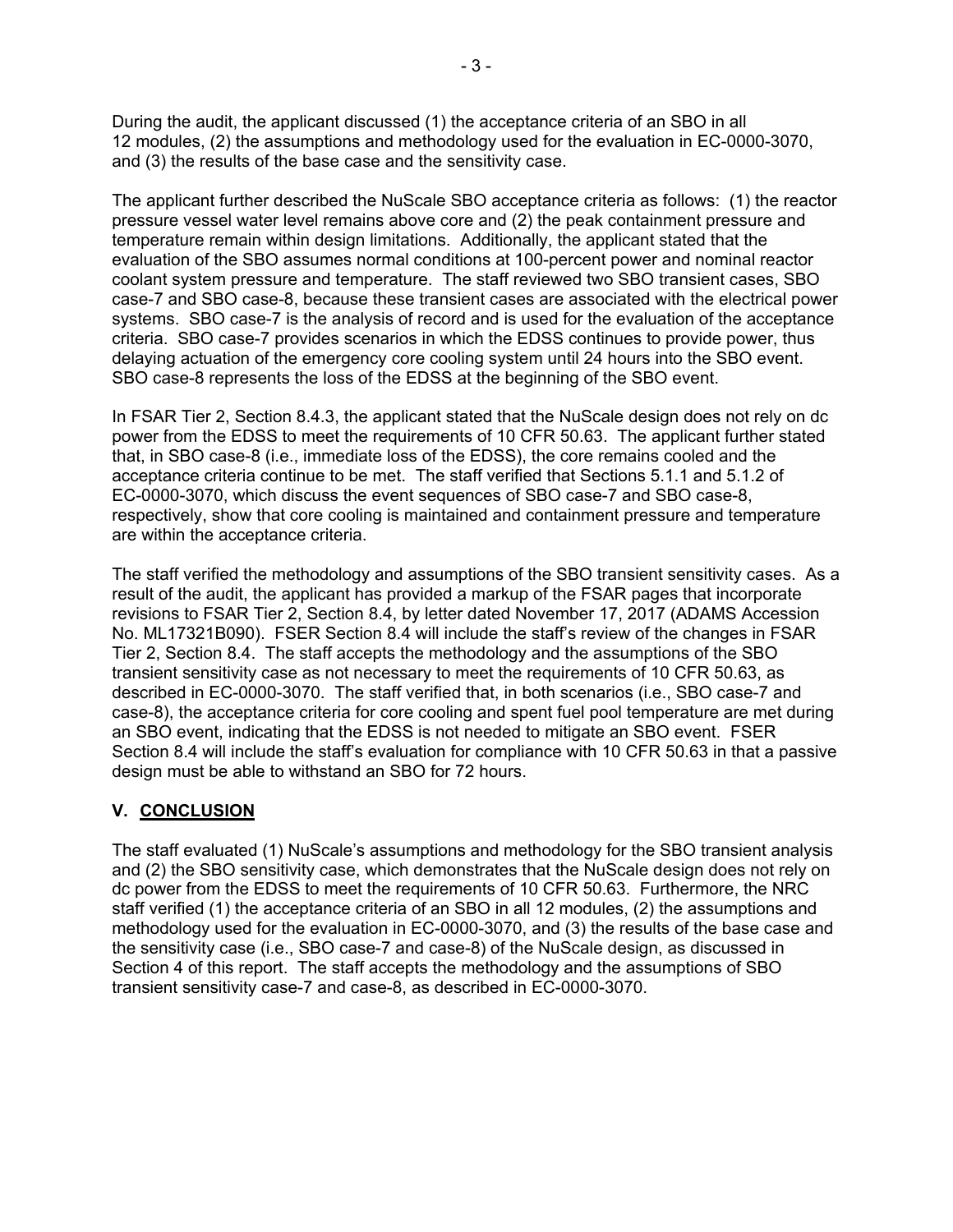During the audit, the applicant discussed (1) the acceptance criteria of an SBO in all 12 modules, (2) the assumptions and methodology used for the evaluation in EC-0000-3070, and (3) the results of the base case and the sensitivity case.

The applicant further described the NuScale SBO acceptance criteria as follows: (1) the reactor pressure vessel water level remains above core and (2) the peak containment pressure and temperature remain within design limitations. Additionally, the applicant stated that the evaluation of the SBO assumes normal conditions at 100-percent power and nominal reactor coolant system pressure and temperature. The staff reviewed two SBO transient cases, SBO case-7 and SBO case-8, because these transient cases are associated with the electrical power systems. SBO case-7 is the analysis of record and is used for the evaluation of the acceptance criteria. SBO case-7 provides scenarios in which the EDSS continues to provide power, thus delaying actuation of the emergency core cooling system until 24 hours into the SBO event. SBO case-8 represents the loss of the EDSS at the beginning of the SBO event.

In FSAR Tier 2, Section 8.4.3, the applicant stated that the NuScale design does not rely on dc power from the EDSS to meet the requirements of 10 CFR 50.63. The applicant further stated that, in SBO case-8 (i.e., immediate loss of the EDSS), the core remains cooled and the acceptance criteria continue to be met. The staff verified that Sections 5.1.1 and 5.1.2 of EC-0000-3070, which discuss the event sequences of SBO case-7 and SBO case-8, respectively, show that core cooling is maintained and containment pressure and temperature are within the acceptance criteria.

The staff verified the methodology and assumptions of the SBO transient sensitivity cases. As a result of the audit, the applicant has provided a markup of the FSAR pages that incorporate revisions to FSAR Tier 2, Section 8.4, by letter dated November 17, 2017 (ADAMS Accession No. ML17321B090). FSER Section 8.4 will include the staff's review of the changes in FSAR Tier 2, Section 8.4. The staff accepts the methodology and the assumptions of the SBO transient sensitivity case as not necessary to meet the requirements of 10 CFR 50.63, as described in EC-0000-3070. The staff verified that, in both scenarios (i.e., SBO case-7 and case-8), the acceptance criteria for core cooling and spent fuel pool temperature are met during an SBO event, indicating that the EDSS is not needed to mitigate an SBO event. FSER Section 8.4 will include the staff's evaluation for compliance with 10 CFR 50.63 in that a passive design must be able to withstand an SBO for 72 hours.

## V. <u>CONCLUSION</u>

The staff evaluated (1) NuScale's assumptions and methodology for the SBO transient analysis and (2) the SBO sensitivity case, which demonstrates that the NuScale design does not rely on dc power from the EDSS to meet the requirements of 10 CFR 50.63. Furthermore, the NRC staff verified (1) the acceptance criteria of an SBO in all 12 modules, (2) the assumptions and methodology used for the evaluation in EC-0000-3070, and (3) the results of the base case and the sensitivity case (i.e., SBO case-7 and case-8) of the NuScale design, as discussed in Section 4 of this report. The staff accepts the methodology and the assumptions of SBO transient sensitivity case-7 and case-8, as described in EC-0000-3070.